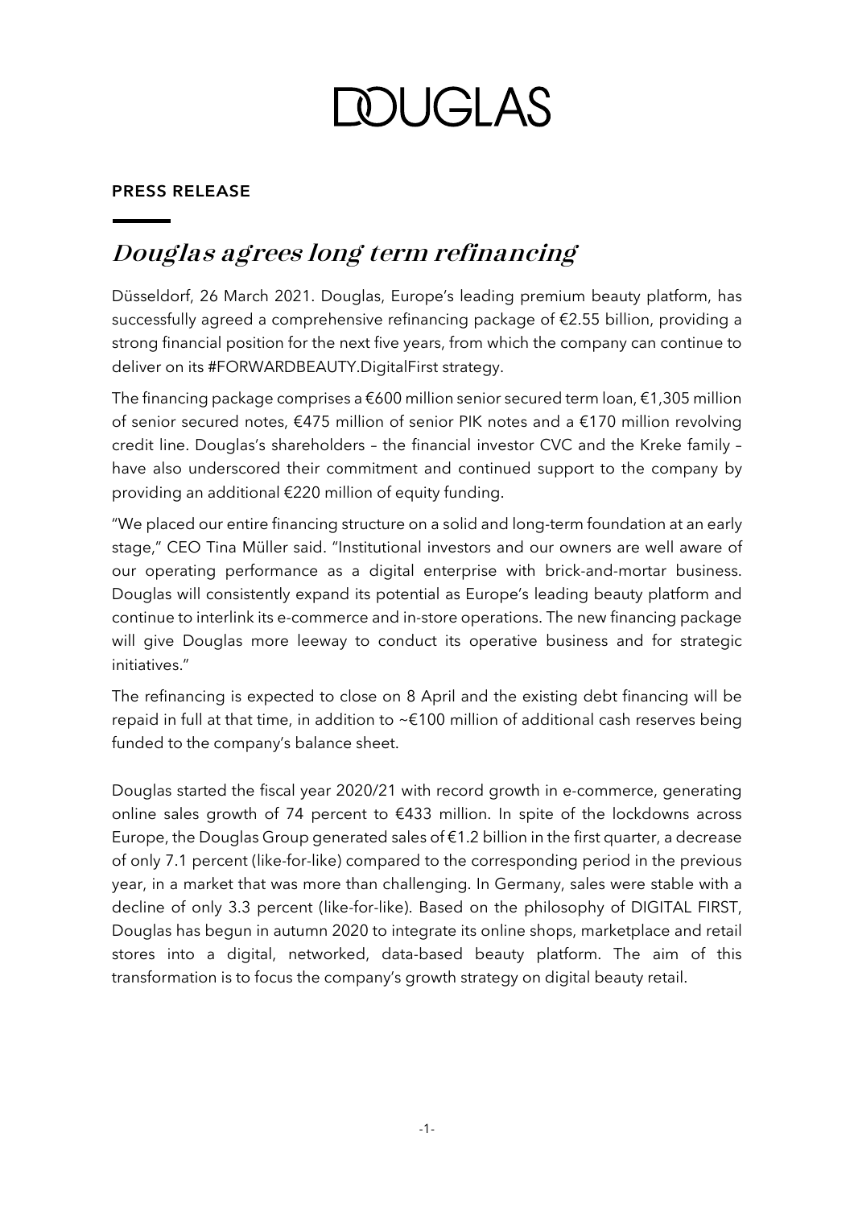# DOUGLAS

**PRESS RELEASE**

## *Douglas agrees long term refinancing*

Düsseldorf, 26 March 2021. Douglas, Europe's leading premium beauty platform, has successfully agreed a comprehensive refinancing package of €2.55 billion, providing a strong financial position for the next five years, from which the company can continue to deliver on its #FORWARDBEAUTY.DigitalFirst strategy.

The financing package comprises a €600 million senior secured term loan, €1,305 million of senior secured notes, €475 million of senior PIK notes and a €170 million revolving credit line. Douglas's shareholders – the financial investor CVC and the Kreke family – have also underscored their commitment and continued support to the company by providing an additional €220 million of equity funding.

"We placed our entire financing structure on a solid and long-term foundation at an early stage," CEO Tina Müller said. "Institutional investors and our owners are well aware of our operating performance as a digital enterprise with brick-and-mortar business. Douglas will consistently expand its potential as Europe's leading beauty platform and continue to interlink its e-commerce and in-store operations. The new financing package will give Douglas more leeway to conduct its operative business and for strategic initiatives."

The refinancing is expected to close on 8 April and the existing debt financing will be repaid in full at that time, in addition to ~€100 million of additional cash reserves being funded to the company's balance sheet.

Douglas started the fiscal year 2020/21 with record growth in e-commerce, generating online sales growth of 74 percent to €433 million. In spite of the lockdowns across Europe, the Douglas Group generated sales of €1.2 billion in the first quarter, a decrease of only 7.1 percent (like-for-like) compared to the corresponding period in the previous year, in a market that was more than challenging. In Germany, sales were stable with a decline of only 3.3 percent (like-for-like). Based on the philosophy of DIGITAL FIRST, Douglas has begun in autumn 2020 to integrate its online shops, marketplace and retail stores into a digital, networked, data-based beauty platform. The aim of this transformation is to focus the company's growth strategy on digital beauty retail.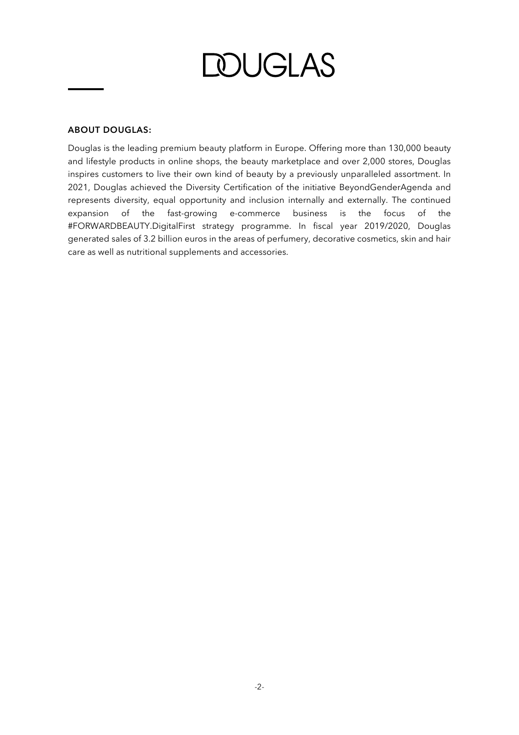# DOUGLAS

**ABOUT DOUGLAS:**

Douglas is the leading premium beauty platform in Europe. Offering more than 130,000 beauty and lifestyle products in online shops, the beauty marketplace and over 2,000 stores, Douglas inspires customers to live their own kind of beauty by a previously unparalleled assortment. In 2021, Douglas achieved the Diversity Certification of the initiative BeyondGenderAgenda and represents diversity, equal opportunity and inclusion internally and externally. The continued expansion of the fast-growing e-commerce business is the focus of the #FORWARDBEAUTY.DigitalFirst strategy programme. In fiscal year 2019/2020, Douglas generated sales of 3.2 billion euros in the areas of perfumery, decorative cosmetics, skin and hair care as well as nutritional supplements and accessories.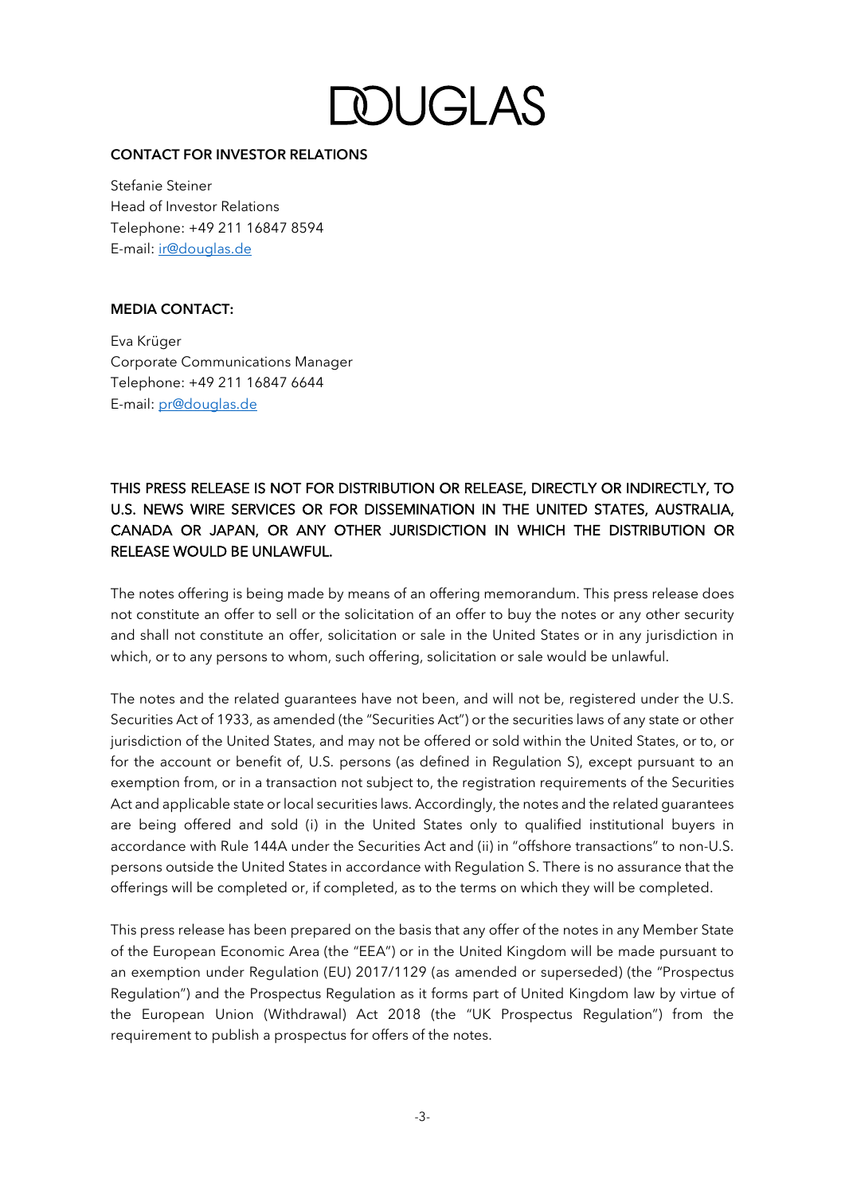# DOUGLAS

**CONTACT FOR INVESTOR RELATIONS**

Stefanie Steiner
Head of Investor Relations
Telephone: +49 211 16847 8594
E-mail: ir@douglas.de

**MEDIA CONTACT:**

Eva Krüger
Corporate Communications Manager
Telephone: +49 211 16847 6644
E-mail: pr@douglas.de

THIS PRESS RELEASE IS NOT FOR DISTRIBUTION OR RELEASE, DIRECTLY OR INDIRECTLY, TO U.S. NEWS WIRE SERVICES OR FOR DISSEMINATION IN THE UNITED STATES, AUSTRALIA, CANADA OR JAPAN, OR ANY OTHER JURISDICTION IN WHICH THE DISTRIBUTION OR RELEASE WOULD BE UNLAWFUL.

The notes offering is being made by means of an offering memorandum. This press release does not constitute an offer to sell or the solicitation of an offer to buy the notes or any other security and shall not constitute an offer, solicitation or sale in the United States or in any jurisdiction in which, or to any persons to whom, such offering, solicitation or sale would be unlawful.

The notes and the related guarantees have not been, and will not be, registered under the U.S. Securities Act of 1933, as amended (the "Securities Act") or the securities laws of any state or other jurisdiction of the United States, and may not be offered or sold within the United States, or to, or for the account or benefit of, U.S. persons (as defined in Regulation S), except pursuant to an exemption from, or in a transaction not subject to, the registration requirements of the Securities Act and applicable state or local securities laws. Accordingly, the notes and the related guarantees are being offered and sold (i) in the United States only to qualified institutional buyers in accordance with Rule 144A under the Securities Act and (ii) in "offshore transactions" to non-U.S. persons outside the United States in accordance with Regulation S. There is no assurance that the offerings will be completed or, if completed, as to the terms on which they will be completed.

This press release has been prepared on the basis that any offer of the notes in any Member State of the European Economic Area (the "EEA") or in the United Kingdom will be made pursuant to an exemption under Regulation (EU) 2017/1129 (as amended or superseded) (the "Prospectus Regulation") and the Prospectus Regulation as it forms part of United Kingdom law by virtue of the European Union (Withdrawal) Act 2018 (the "UK Prospectus Regulation") from the requirement to publish a prospectus for offers of the notes.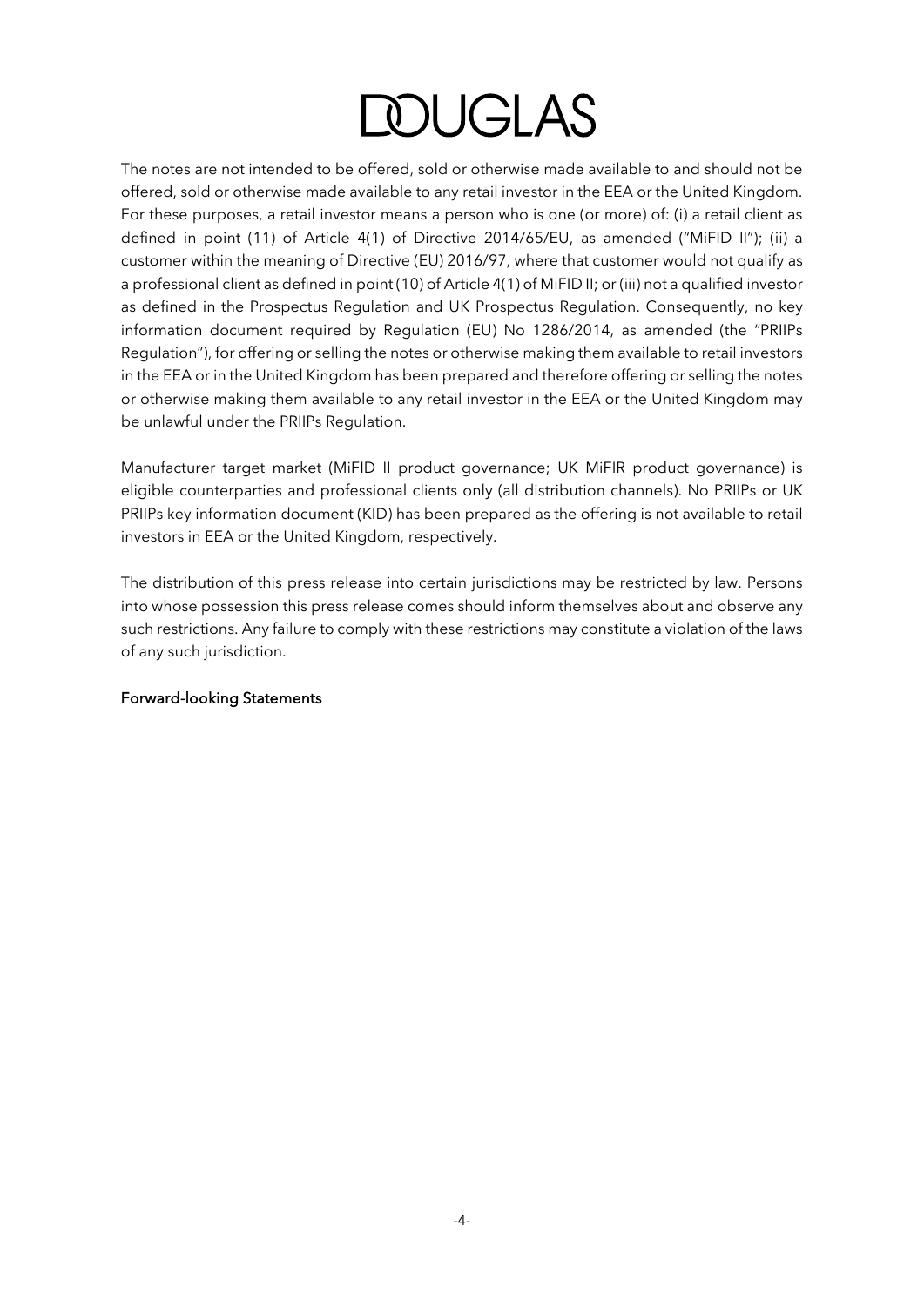The notes are not intended to be offered, sold or otherwise made available to and should not be offered, sold or otherwise made available to any retail investor in the EEA or the United Kingdom. For these purposes, a retail investor means a person who is one (or more) of: (i) a retail client as defined in point (11) of Article 4(1) of Directive 2014/65/EU, as amended ("MiFID II"); (ii) a customer within the meaning of Directive (EU) 2016/97, where that customer would not qualify as a professional client as defined in point (10) of Article 4(1) of MiFID II; or (iii) not a qualified investor as defined in the Prospectus Regulation and UK Prospectus Regulation. Consequently, no key information document required by Regulation (EU) No 1286/2014, as amended (the "PRIIPs Regulation"), for offering or selling the notes or otherwise making them available to retail investors in the EEA or in the United Kingdom has been prepared and therefore offering or selling the notes or otherwise making them available to any retail investor in the EEA or the United Kingdom may be unlawful under the PRIIPs Regulation.

Manufacturer target market (MiFID II product governance; UK MiFIR product governance) is eligible counterparties and professional clients only (all distribution channels). No PRIIPs or UK PRIIPs key information document (KID) has been prepared as the offering is not available to retail investors in EEA or the United Kingdom, respectively.

The distribution of this press release into certain jurisdictions may be restricted by law. Persons into whose possession this press release comes should inform themselves about and observe any such restrictions. Any failure to comply with these restrictions may constitute a violation of the laws of any such jurisdiction.

**Forward-looking Statements**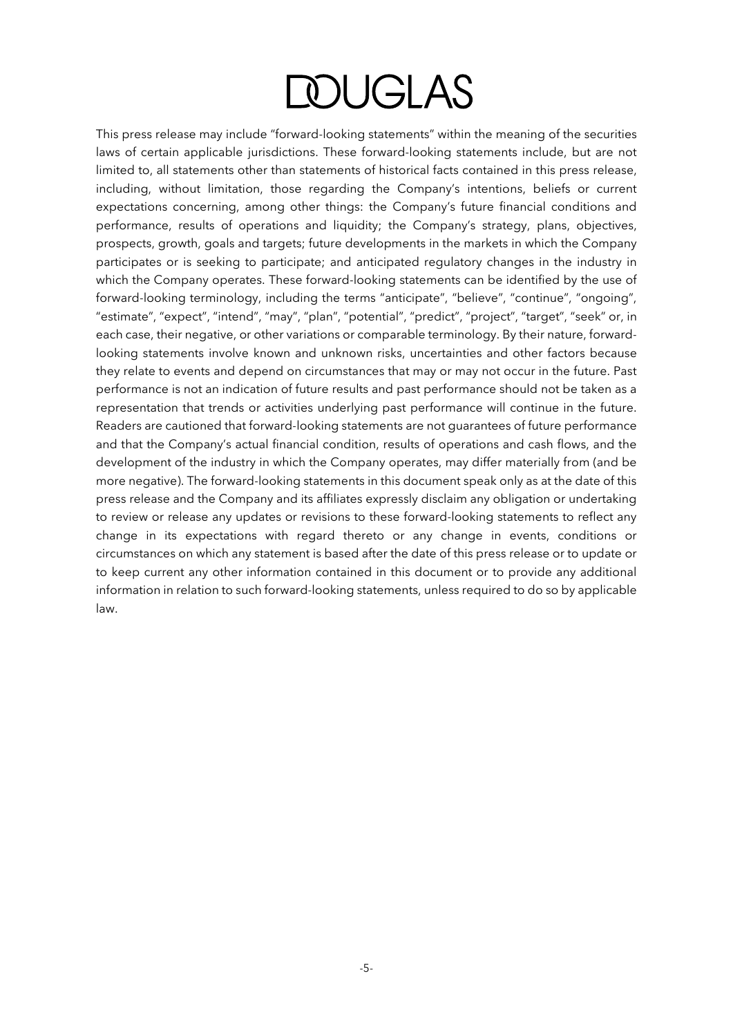# DOUGLAS

This press release may include "forward-looking statements" within the meaning of the securities laws of certain applicable jurisdictions. These forward-looking statements include, but are not limited to, all statements other than statements of historical facts contained in this press release, including, without limitation, those regarding the Company's intentions, beliefs or current expectations concerning, among other things: the Company's future financial conditions and performance, results of operations and liquidity; the Company's strategy, plans, objectives, prospects, growth, goals and targets; future developments in the markets in which the Company participates or is seeking to participate; and anticipated regulatory changes in the industry in which the Company operates. These forward-looking statements can be identified by the use of forward-looking terminology, including the terms "anticipate", "believe", "continue", "ongoing", "estimate", "expect", "intend", "may", "plan", "potential", "predict", "project", "target", "seek" or, in each case, their negative, or other variations or comparable terminology. By their nature, forward-looking statements involve known and unknown risks, uncertainties and other factors because they relate to events and depend on circumstances that may or may not occur in the future. Past performance is not an indication of future results and past performance should not be taken as a representation that trends or activities underlying past performance will continue in the future. Readers are cautioned that forward-looking statements are not guarantees of future performance and that the Company's actual financial condition, results of operations and cash flows, and the development of the industry in which the Company operates, may differ materially from (and be more negative). The forward-looking statements in this document speak only as at the date of this press release and the Company and its affiliates expressly disclaim any obligation or undertaking to review or release any updates or revisions to these forward-looking statements to reflect any change in its expectations with regard thereto or any change in events, conditions or circumstances on which any statement is based after the date of this press release or to update or to keep current any other information contained in this document or to provide any additional information in relation to such forward-looking statements, unless required to do so by applicable law.